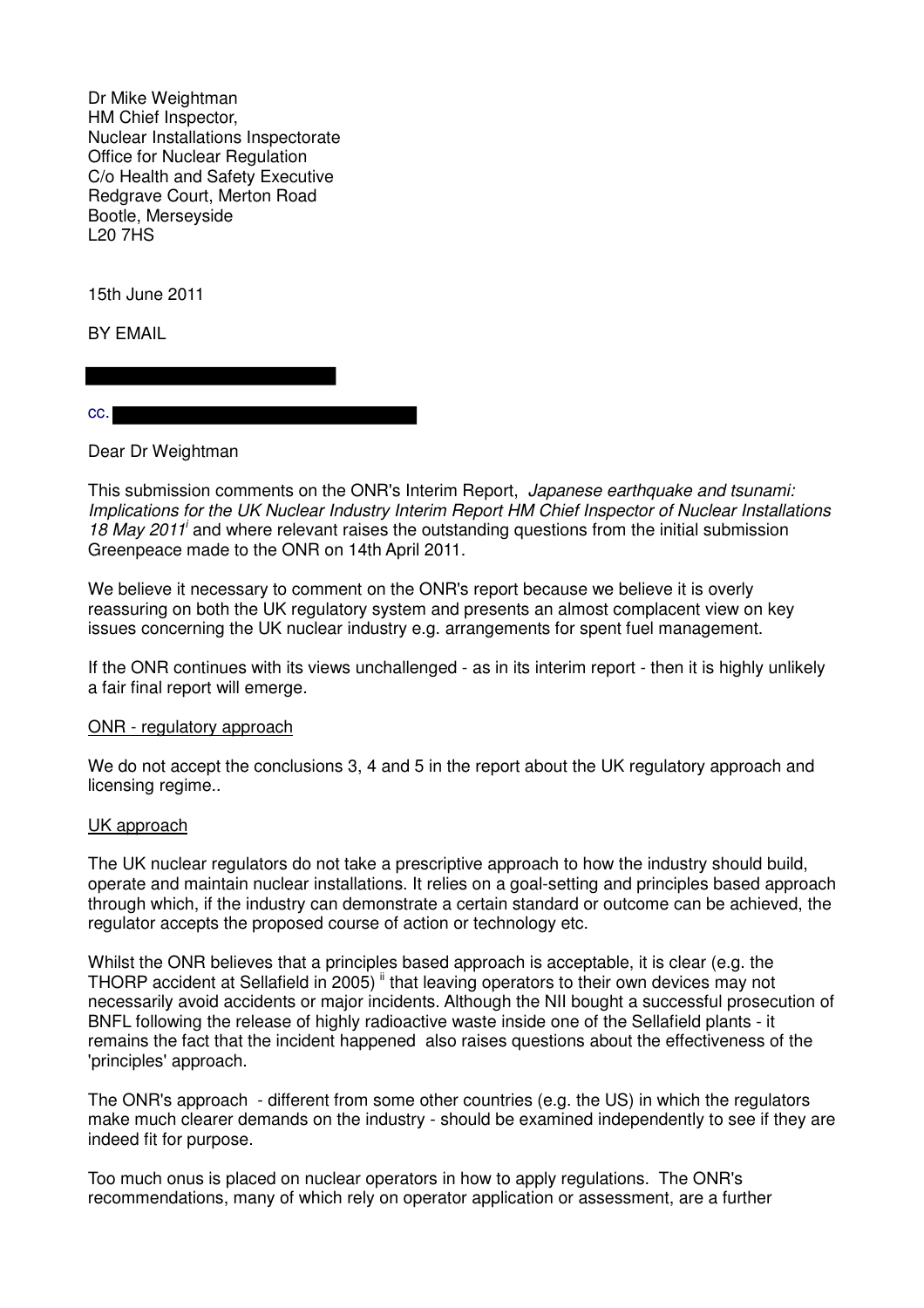Dr Mike Weightman
HM Chief Inspector,
Nuclear Installations Inspectorate
Office for Nuclear Regulation
C/o Health and Safety Executive
Redgrave Court, Merton Road
Bootle, Merseyside
L20 7HS

15th June 2011

BY EMAIL

cc.

Dear Dr Weightman

This submission comments on the ONR's Interim Report, *Japanese earthquake and tsunami: Implications for the UK Nuclear Industry Interim Report HM Chief Inspector of Nuclear Installations 18 May 2011*[i] and where relevant raises the outstanding questions from the initial submission Greenpeace made to the ONR on 14th April 2011.

We believe it necessary to comment on the ONR's report because we believe it is overly reassuring on both the UK regulatory system and presents an almost complacent view on key issues concerning the UK nuclear industry e.g. arrangements for spent fuel management.

If the ONR continues with its views unchallenged - as in its interim report - then it is highly unlikely a fair final report will emerge.

<u>ONR - regulatory approach</u>

We do not accept the conclusions 3, 4 and 5 in the report about the UK regulatory approach and licensing regime..

<u>UK approach</u>

The UK nuclear regulators do not take a prescriptive approach to how the industry should build, operate and maintain nuclear installations. It relies on a goal-setting and principles based approach through which, if the industry can demonstrate a certain standard or outcome can be achieved, the regulator accepts the proposed course of action or technology etc.

Whilst the ONR believes that a principles based approach is acceptable, it is clear (e.g. the THORP accident at Sellafield in 2005) [ii] that leaving operators to their own devices may not necessarily avoid accidents or major incidents. Although the NII bought a successful prosecution of BNFL following the release of highly radioactive waste inside one of the Sellafield plants - it remains the fact that the incident happened also raises questions about the effectiveness of the 'principles' approach.

The ONR's approach - different from some other countries (e.g. the US) in which the regulators make much clearer demands on the industry - should be examined independently to see if they are indeed fit for purpose.

Too much onus is placed on nuclear operators in how to apply regulations. The ONR's recommendations, many of which rely on operator application or assessment, are a further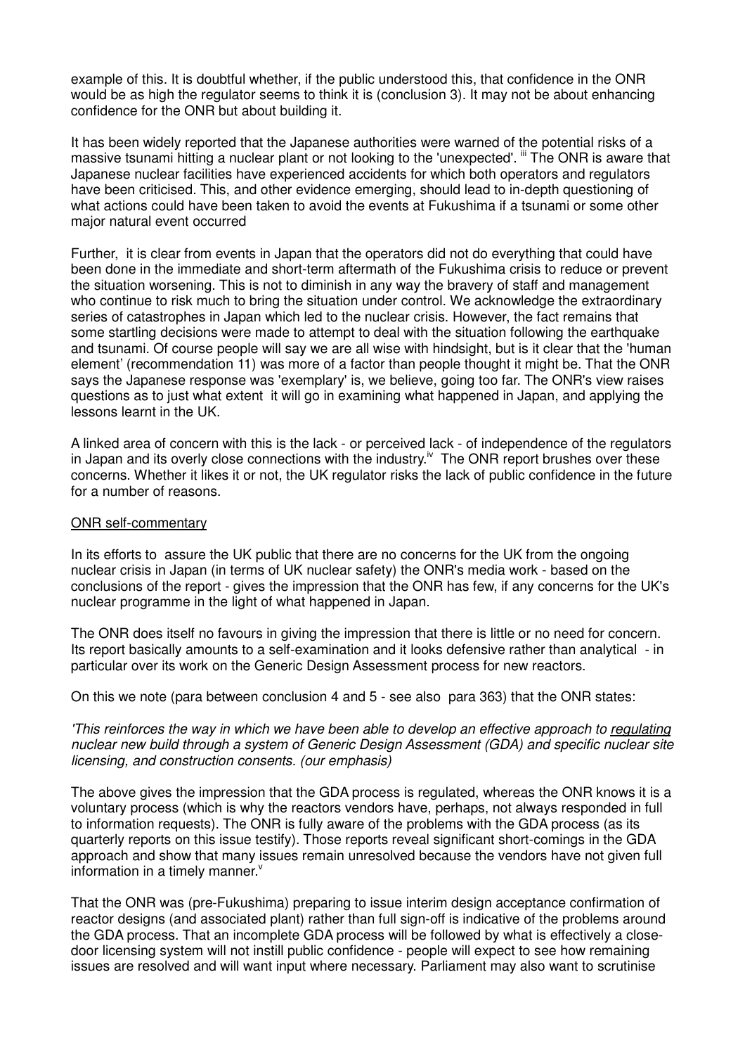example of this. It is doubtful whether, if the public understood this, that confidence in the ONR would be as high the regulator seems to think it is (conclusion 3). It may not be about enhancing confidence for the ONR but about building it.

It has been widely reported that the Japanese authorities were warned of the potential risks of a massive tsunami hitting a nuclear plant or not looking to the 'unexpected'. [iii] The ONR is aware that Japanese nuclear facilities have experienced accidents for which both operators and regulators have been criticised. This, and other evidence emerging, should lead to in-depth questioning of what actions could have been taken to avoid the events at Fukushima if a tsunami or some other major natural event occurred

Further, it is clear from events in Japan that the operators did not do everything that could have been done in the immediate and short-term aftermath of the Fukushima crisis to reduce or prevent the situation worsening. This is not to diminish in any way the bravery of staff and management who continue to risk much to bring the situation under control. We acknowledge the extraordinary series of catastrophes in Japan which led to the nuclear crisis. However, the fact remains that some startling decisions were made to attempt to deal with the situation following the earthquake and tsunami. Of course people will say we are all wise with hindsight, but is it clear that the 'human element' (recommendation 11) was more of a factor than people thought it might be. That the ONR says the Japanese response was 'exemplary' is, we believe, going too far. The ONR's view raises questions as to just what extent it will go in examining what happened in Japan, and applying the lessons learnt in the UK.

A linked area of concern with this is the lack - or perceived lack - of independence of the regulators in Japan and its overly close connections with the industry.[iv] The ONR report brushes over these concerns. Whether it likes it or not, the UK regulator risks the lack of public confidence in the future for a number of reasons.

## ONR self-commentary

In its efforts to assure the UK public that there are no concerns for the UK from the ongoing nuclear crisis in Japan (in terms of UK nuclear safety) the ONR's media work - based on the conclusions of the report - gives the impression that the ONR has few, if any concerns for the UK's nuclear programme in the light of what happened in Japan.

The ONR does itself no favours in giving the impression that there is little or no need for concern. Its report basically amounts to a self-examination and it looks defensive rather than analytical - in particular over its work on the Generic Design Assessment process for new reactors.

On this we note (para between conclusion 4 and 5 - see also para 363) that the ONR states:

*'This reinforces the way in which we have been able to develop an effective approach to regulating nuclear new build through a system of Generic Design Assessment (GDA) and specific nuclear site licensing, and construction consents. (our emphasis)*

The above gives the impression that the GDA process is regulated, whereas the ONR knows it is a voluntary process (which is why the reactors vendors have, perhaps, not always responded in full to information requests). The ONR is fully aware of the problems with the GDA process (as its quarterly reports on this issue testify). Those reports reveal significant short-comings in the GDA approach and show that many issues remain unresolved because the vendors have not given full information in a timely manner.[v]

That the ONR was (pre-Fukushima) preparing to issue interim design acceptance confirmation of reactor designs (and associated plant) rather than full sign-off is indicative of the problems around the GDA process. That an incomplete GDA process will be followed by what is effectively a close-door licensing system will not instill public confidence - people will expect to see how remaining issues are resolved and will want input where necessary. Parliament may also want to scrutinise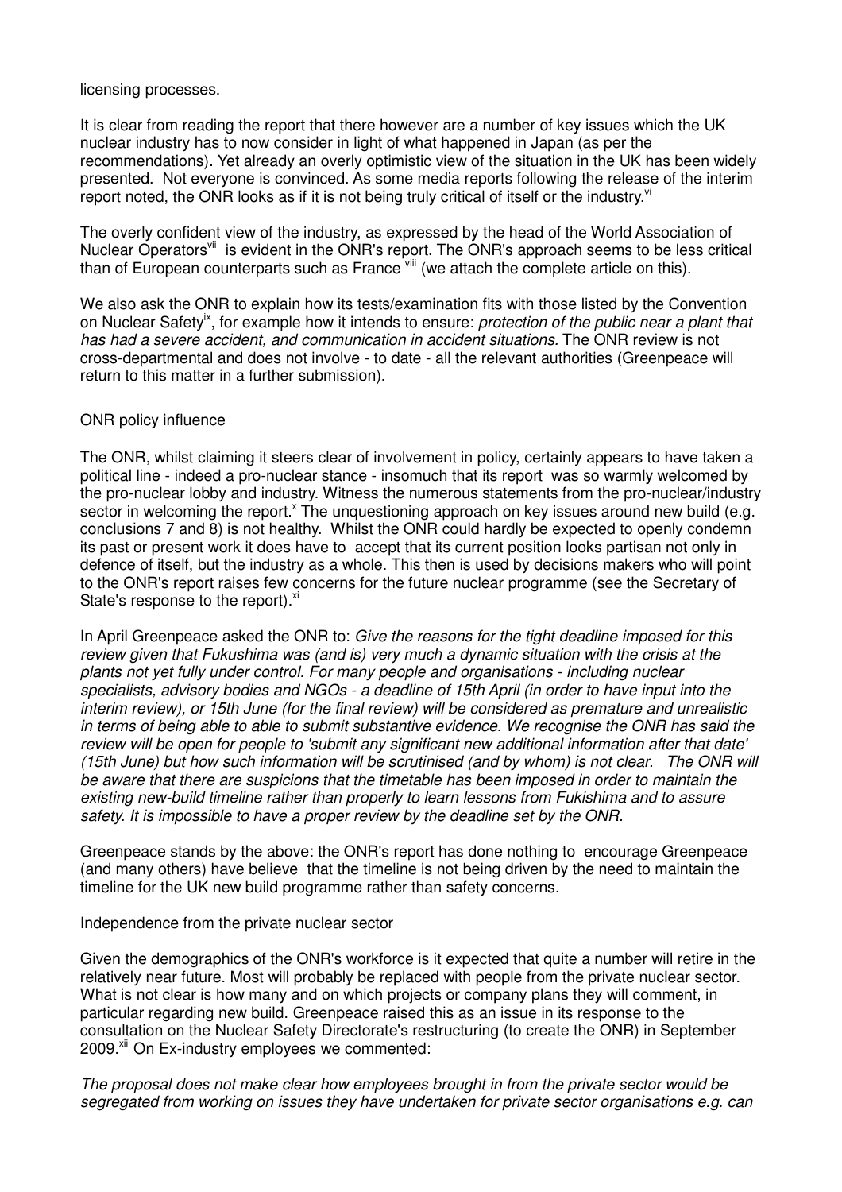licensing processes.

It is clear from reading the report that there however are a number of key issues which the UK nuclear industry has to now consider in light of what happened in Japan (as per the recommendations). Yet already an overly optimistic view of the situation in the UK has been widely presented. Not everyone is convinced. As some media reports following the release of the interim report noted, the ONR looks as if it is not being truly critical of itself or the industry.[vi]

The overly confident view of the industry, as expressed by the head of the World Association of Nuclear Operators[vii] is evident in the ONR's report. The ONR's approach seems to be less critical than of European counterparts such as France [viii] (we attach the complete article on this).

We also ask the ONR to explain how its tests/examination fits with those listed by the Convention on Nuclear Safety[ix], for example how it intends to ensure: *protection of the public near a plant that has had a severe accident, and communication in accident situations.* The ONR review is not cross-departmental and does not involve - to date - all the relevant authorities (Greenpeace will return to this matter in a further submission).

ONR policy influence

The ONR, whilst claiming it steers clear of involvement in policy, certainly appears to have taken a political line - indeed a pro-nuclear stance - insomuch that its report was so warmly welcomed by the pro-nuclear lobby and industry. Witness the numerous statements from the pro-nuclear/industry sector in welcoming the report.[x] The unquestioning approach on key issues around new build (e.g. conclusions 7 and 8) is not healthy. Whilst the ONR could hardly be expected to openly condemn its past or present work it does have to accept that its current position looks partisan not only in defence of itself, but the industry as a whole. This then is used by decisions makers who will point to the ONR's report raises few concerns for the future nuclear programme (see the Secretary of State's response to the report).[xi]

In April Greenpeace asked the ONR to: *Give the reasons for the tight deadline imposed for this review given that Fukushima was (and is) very much a dynamic situation with the crisis at the plants not yet fully under control. For many people and organisations - including nuclear specialists, advisory bodies and NGOs - a deadline of 15th April (in order to have input into the interim review), or 15th June (for the final review) will be considered as premature and unrealistic in terms of being able to able to submit substantive evidence. We recognise the ONR has said the review will be open for people to 'submit any significant new additional information after that date' (15th June) but how such information will be scrutinised (and by whom) is not clear. The ONR will be aware that there are suspicions that the timetable has been imposed in order to maintain the existing new-build timeline rather than properly to learn lessons from Fukishima and to assure safety. It is impossible to have a proper review by the deadline set by the ONR.*

Greenpeace stands by the above: the ONR's report has done nothing to encourage Greenpeace (and many others) have believe that the timeline is not being driven by the need to maintain the timeline for the UK new build programme rather than safety concerns.

Independence from the private nuclear sector

Given the demographics of the ONR's workforce is it expected that quite a number will retire in the relatively near future. Most will probably be replaced with people from the private nuclear sector. What is not clear is how many and on which projects or company plans they will comment, in particular regarding new build. Greenpeace raised this as an issue in its response to the consultation on the Nuclear Safety Directorate's restructuring (to create the ONR) in September 2009.[xii] On Ex-industry employees we commented:

*The proposal does not make clear how employees brought in from the private sector would be segregated from working on issues they have undertaken for private sector organisations e.g. can*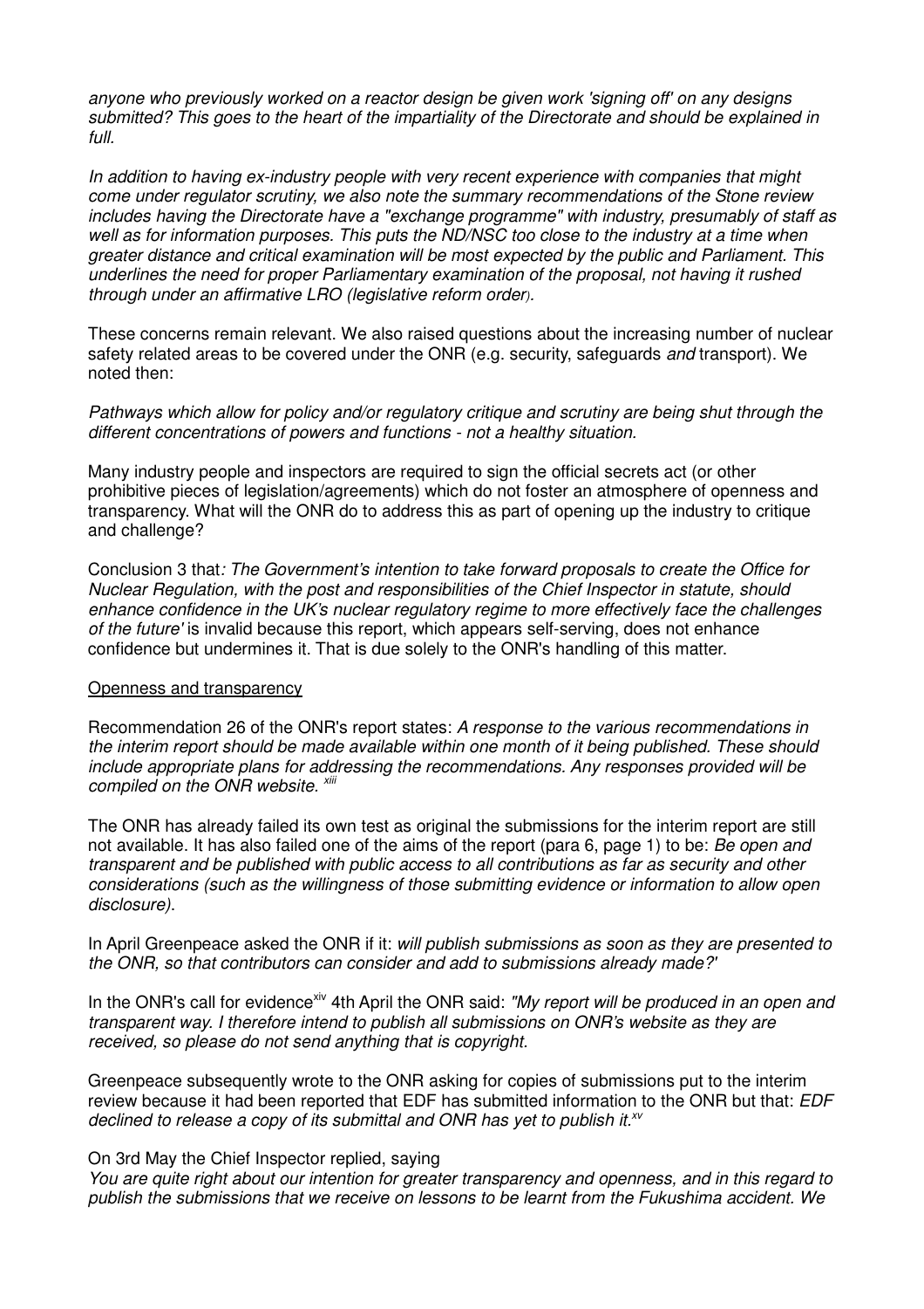*anyone who previously worked on a reactor design be given work 'signing off' on any designs submitted? This goes to the heart of the impartiality of the Directorate and should be explained in full.*

*In addition to having ex-industry people with very recent experience with companies that might come under regulator scrutiny, we also note the summary recommendations of the Stone review includes having the Directorate have a "exchange programme" with industry, presumably of staff as well as for information purposes. This puts the ND/NSC too close to the industry at a time when greater distance and critical examination will be most expected by the public and Parliament. This underlines the need for proper Parliamentary examination of the proposal, not having it rushed through under an affirmative LRO (legislative reform order).*

These concerns remain relevant. We also raised questions about the increasing number of nuclear safety related areas to be covered under the ONR (e.g. security, safeguards *and* transport). We noted then:

*Pathways which allow for policy and/or regulatory critique and scrutiny are being shut through the different concentrations of powers and functions - not a healthy situation.*

Many industry people and inspectors are required to sign the official secrets act (or other prohibitive pieces of legislation/agreements) which do not foster an atmosphere of openness and transparency. What will the ONR do to address this as part of opening up the industry to critique and challenge?

Conclusion 3 that*: The Government's intention to take forward proposals to create the Office for Nuclear Regulation, with the post and responsibilities of the Chief Inspector in statute, should enhance confidence in the UK's nuclear regulatory regime to more effectively face the challenges of the future'* is invalid because this report, which appears self-serving, does not enhance confidence but undermines it. That is due solely to the ONR's handling of this matter.

<u>Openness and transparency</u>

Recommendation 26 of the ONR's report states: *A response to the various recommendations in the interim report should be made available within one month of it being published. These should include appropriate plans for addressing the recommendations. Any responses provided will be compiled on the ONR website.* [xiii]

The ONR has already failed its own test as original the submissions for the interim report are still not available. It has also failed one of the aims of the report (para 6, page 1) to be: *Be open and transparent and be published with public access to all contributions as far as security and other considerations (such as the willingness of those submitting evidence or information to allow open disclosure).*

In April Greenpeace asked the ONR if it: *will publish submissions as soon as they are presented to the ONR, so that contributors can consider and add to submissions already made?'*

In the ONR's call for evidence[xiv] 4th April the ONR said: *"My report will be produced in an open and transparent way. I therefore intend to publish all submissions on ONR's website as they are received, so please do not send anything that is copyright.*

Greenpeace subsequently wrote to the ONR asking for copies of submissions put to the interim review because it had been reported that EDF has submitted information to the ONR but that: *EDF declined to release a copy of its submittal and ONR has yet to publish it.*[xv]

On 3rd May the Chief Inspector replied, saying
*You are quite right about our intention for greater transparency and openness, and in this regard to publish the submissions that we receive on lessons to be learnt from the Fukushima accident. We*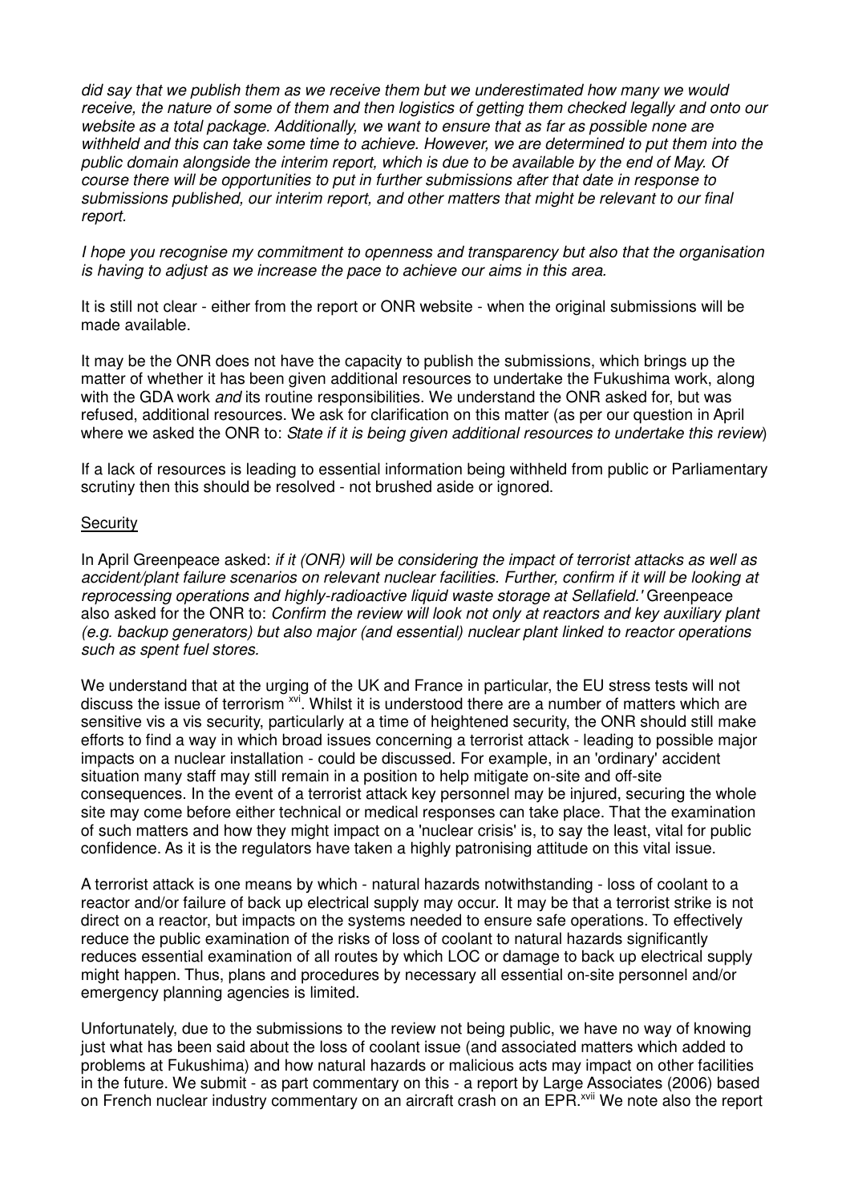*did say that we publish them as we receive them but we underestimated how many we would receive, the nature of some of them and then logistics of getting them checked legally and onto our website as a total package. Additionally, we want to ensure that as far as possible none are withheld and this can take some time to achieve. However, we are determined to put them into the public domain alongside the interim report, which is due to be available by the end of May. Of course there will be opportunities to put in further submissions after that date in response to submissions published, our interim report, and other matters that might be relevant to our final report.*

*I hope you recognise my commitment to openness and transparency but also that the organisation is having to adjust as we increase the pace to achieve our aims in this area.*

It is still not clear - either from the report or ONR website - when the original submissions will be made available.

It may be the ONR does not have the capacity to publish the submissions, which brings up the matter of whether it has been given additional resources to undertake the Fukushima work, along with the GDA work *and* its routine responsibilities. We understand the ONR asked for, but was refused, additional resources. We ask for clarification on this matter (as per our question in April where we asked the ONR to: *State if it is being given additional resources to undertake this review*)

If a lack of resources is leading to essential information being withheld from public or Parliamentary scrutiny then this should be resolved - not brushed aside or ignored.

<u>Security</u>

In April Greenpeace asked: *if it (ONR) will be considering the impact of terrorist attacks as well as accident/plant failure scenarios on relevant nuclear facilities. Further, confirm if it will be looking at reprocessing operations and highly-radioactive liquid waste storage at Sellafield.'* Greenpeace also asked for the ONR to: *Confirm the review will look not only at reactors and key auxiliary plant (e.g. backup generators) but also major (and essential) nuclear plant linked to reactor operations such as spent fuel stores.*

We understand that at the urging of the UK and France in particular, the EU stress tests will not discuss the issue of terrorism [xvi]. Whilst it is understood there are a number of matters which are sensitive vis a vis security, particularly at a time of heightened security, the ONR should still make efforts to find a way in which broad issues concerning a terrorist attack - leading to possible major impacts on a nuclear installation - could be discussed. For example, in an 'ordinary' accident situation many staff may still remain in a position to help mitigate on-site and off-site consequences. In the event of a terrorist attack key personnel may be injured, securing the whole site may come before either technical or medical responses can take place. That the examination of such matters and how they might impact on a 'nuclear crisis' is, to say the least, vital for public confidence. As it is the regulators have taken a highly patronising attitude on this vital issue.

A terrorist attack is one means by which - natural hazards notwithstanding - loss of coolant to a reactor and/or failure of back up electrical supply may occur. It may be that a terrorist strike is not direct on a reactor, but impacts on the systems needed to ensure safe operations. To effectively reduce the public examination of the risks of loss of coolant to natural hazards significantly reduces essential examination of all routes by which LOC or damage to back up electrical supply might happen. Thus, plans and procedures by necessary all essential on-site personnel and/or emergency planning agencies is limited.

Unfortunately, due to the submissions to the review not being public, we have no way of knowing just what has been said about the loss of coolant issue (and associated matters which added to problems at Fukushima) and how natural hazards or malicious acts may impact on other facilities in the future. We submit - as part commentary on this - a report by Large Associates (2006) based on French nuclear industry commentary on an aircraft crash on an EPR.[xvii] We note also the report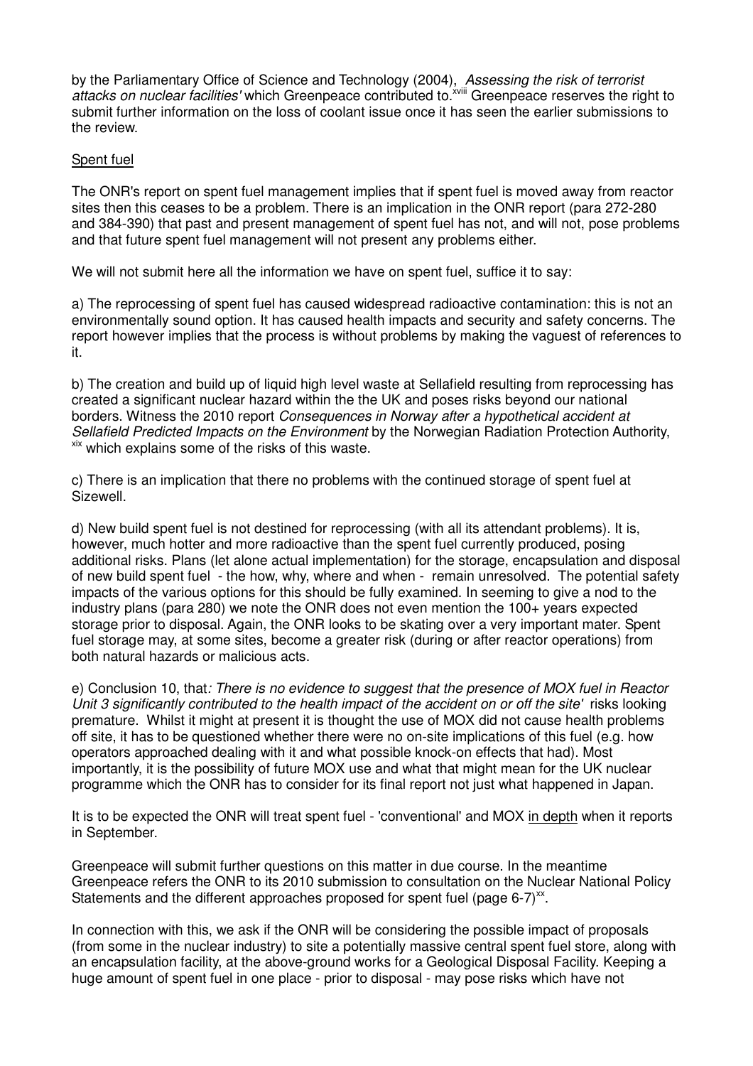by the Parliamentary Office of Science and Technology (2004), *Assessing the risk of terrorist attacks on nuclear facilities'* which Greenpeace contributed to.[xviii] Greenpeace reserves the right to submit further information on the loss of coolant issue once it has seen the earlier submissions to the review.

Spent fuel

The ONR's report on spent fuel management implies that if spent fuel is moved away from reactor sites then this ceases to be a problem. There is an implication in the ONR report (para 272-280 and 384-390) that past and present management of spent fuel has not, and will not, pose problems and that future spent fuel management will not present any problems either.

We will not submit here all the information we have on spent fuel, suffice it to say:

a) The reprocessing of spent fuel has caused widespread radioactive contamination: this is not an environmentally sound option. It has caused health impacts and security and safety concerns. The report however implies that the process is without problems by making the vaguest of references to it.

b) The creation and build up of liquid high level waste at Sellafield resulting from reprocessing has created a significant nuclear hazard within the the UK and poses risks beyond our national borders. Witness the 2010 report *Consequences in Norway after a hypothetical accident at Sellafield Predicted Impacts on the Environment* by the Norwegian Radiation Protection Authority,[xix] which explains some of the risks of this waste.

c) There is an implication that there no problems with the continued storage of spent fuel at Sizewell.

d) New build spent fuel is not destined for reprocessing (with all its attendant problems). It is, however, much hotter and more radioactive than the spent fuel currently produced, posing additional risks. Plans (let alone actual implementation) for the storage, encapsulation and disposal of new build spent fuel - the how, why, where and when - remain unresolved. The potential safety impacts of the various options for this should be fully examined. In seeming to give a nod to the industry plans (para 280) we note the ONR does not even mention the 100+ years expected storage prior to disposal. Again, the ONR looks to be skating over a very important mater. Spent fuel storage may, at some sites, become a greater risk (during or after reactor operations) from both natural hazards or malicious acts.

e) Conclusion 10, that*: There is no evidence to suggest that the presence of MOX fuel in Reactor Unit 3 significantly contributed to the health impact of the accident on or off the site'* risks looking premature. Whilst it might at present it is thought the use of MOX did not cause health problems off site, it has to be questioned whether there were no on-site implications of this fuel (e.g. how operators approached dealing with it and what possible knock-on effects that had). Most importantly, it is the possibility of future MOX use and what that might mean for the UK nuclear programme which the ONR has to consider for its final report not just what happened in Japan.

It is to be expected the ONR will treat spent fuel - 'conventional' and MOX in depth when it reports in September.

Greenpeace will submit further questions on this matter in due course. In the meantime Greenpeace refers the ONR to its 2010 submission to consultation on the Nuclear National Policy Statements and the different approaches proposed for spent fuel (page 6-7)[xx].

In connection with this, we ask if the ONR will be considering the possible impact of proposals (from some in the nuclear industry) to site a potentially massive central spent fuel store, along with an encapsulation facility, at the above-ground works for a Geological Disposal Facility. Keeping a huge amount of spent fuel in one place - prior to disposal - may pose risks which have not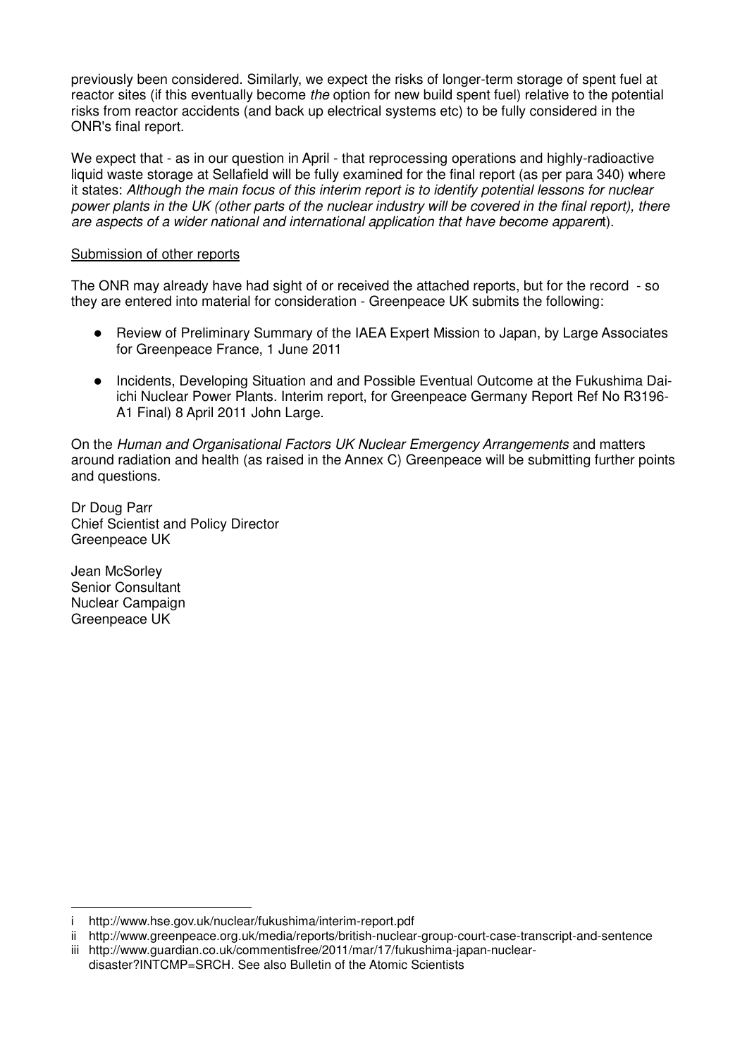previously been considered. Similarly, we expect the risks of longer-term storage of spent fuel at reactor sites (if this eventually become *the* option for new build spent fuel) relative to the potential risks from reactor accidents (and back up electrical systems etc) to be fully considered in the ONR's final report.

We expect that - as in our question in April - that reprocessing operations and highly-radioactive liquid waste storage at Sellafield will be fully examined for the final report (as per para 340) where it states: *Although the main focus of this interim report is to identify potential lessons for nuclear power plants in the UK (other parts of the nuclear industry will be covered in the final report), there are aspects of a wider national and international application that have become apparen*t).

Submission of other reports

The ONR may already have had sight of or received the attached reports, but for the record - so they are entered into material for consideration - Greenpeace UK submits the following:

- Review of Preliminary Summary of the IAEA Expert Mission to Japan, by Large Associates for Greenpeace France, 1 June 2011
- Incidents, Developing Situation and and Possible Eventual Outcome at the Fukushima Dai-ichi Nuclear Power Plants. Interim report, for Greenpeace Germany Report Ref No R3196-A1 Final) 8 April 2011 John Large.

On the *Human and Organisational Factors UK Nuclear Emergency Arrangements* and matters around radiation and health (as raised in the Annex C) Greenpeace will be submitting further points and questions.

Dr Doug Parr
Chief Scientist and Policy Director
Greenpeace UK

Jean McSorley
Senior Consultant
Nuclear Campaign
Greenpeace UK

---

i http://www.hse.gov.uk/nuclear/fukushima/interim-report.pdf

ii http://www.greenpeace.org.uk/media/reports/british-nuclear-group-court-case-transcript-and-sentence

iii http://www.guardian.co.uk/commentisfree/2011/mar/17/fukushima-japan-nuclear-disaster?INTCMP=SRCH. See also Bulletin of the Atomic Scientists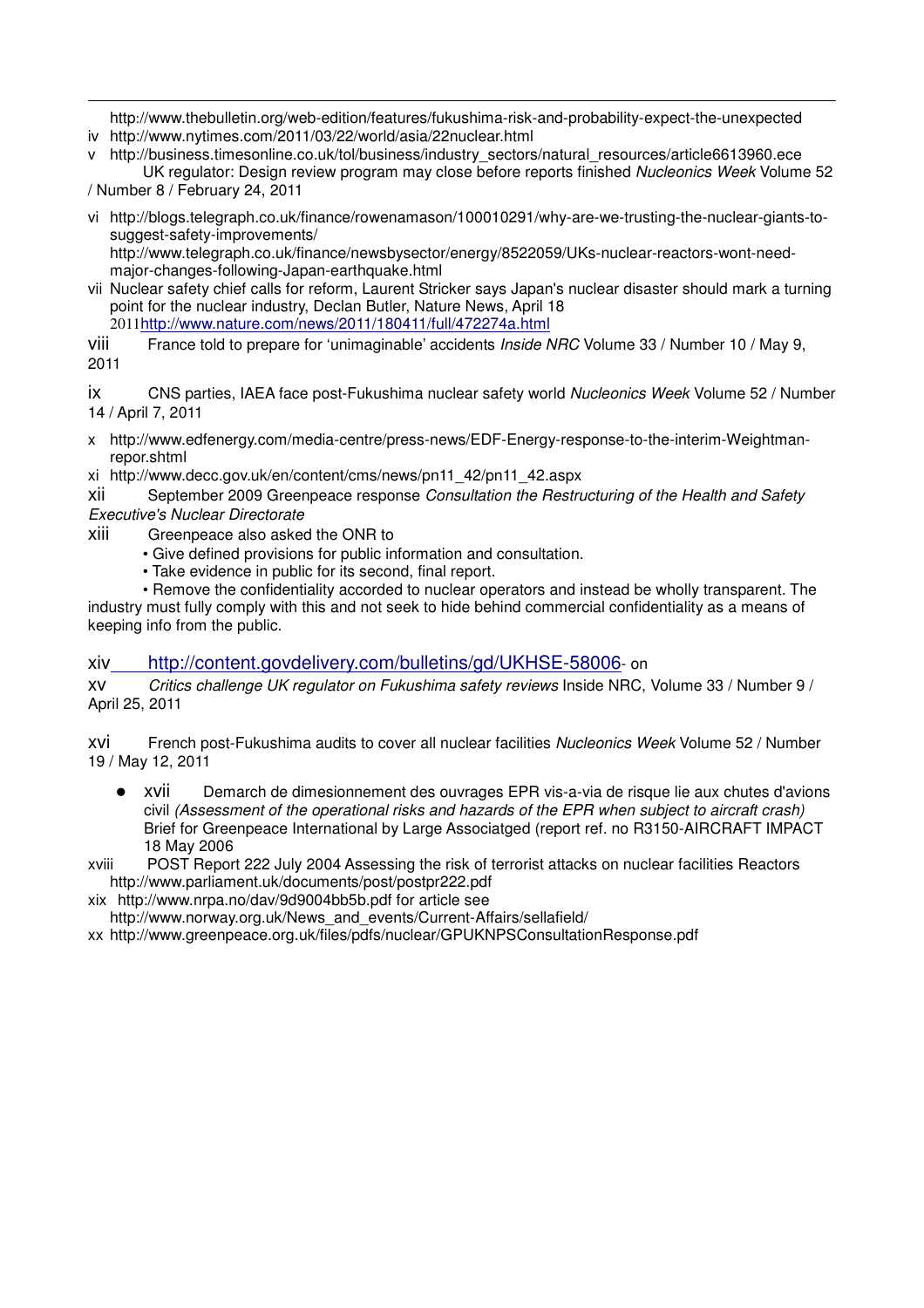http://www.thebulletin.org/web-edition/features/fukushima-risk-and-probability-expect-the-unexpected

iv http://www.nytimes.com/2011/03/22/world/asia/22nuclear.html

v http://business.timesonline.co.uk/tol/business/industry_sectors/natural_resources/article6613960.ece UK regulator: Design review program may close before reports finished *Nucleonics Week* Volume 52 / Number 8 / February 24, 2011

vi http://blogs.telegraph.co.uk/finance/rowenamason/100010291/why-are-we-trusting-the-nuclear-giants-to-suggest-safety-improvements/
http://www.telegraph.co.uk/finance/newsbysector/energy/8522059/UKs-nuclear-reactors-wont-need-major-changes-following-Japan-earthquake.html

vii Nuclear safety chief calls for reform, Laurent Stricker says Japan's nuclear disaster should mark a turning point for the nuclear industry, Declan Butler, Nature News, April 18 2011http://www.nature.com/news/2011/180411/full/472274a.html

viii France told to prepare for 'unimaginable' accidents *Inside NRC* Volume 33 / Number 10 / May 9, 2011

ix CNS parties, IAEA face post-Fukushima nuclear safety world *Nucleonics Week* Volume 52 / Number 14 / April 7, 2011

x http://www.edfenergy.com/media-centre/press-news/EDF-Energy-response-to-the-interim-Weightman-repor.shtml

xi http://www.decc.gov.uk/en/content/cms/news/pn11_42/pn11_42.aspx

xii September 2009 Greenpeace response *Consultation the Restructuring of the Health and Safety Executive's Nuclear Directorate*

xiii Greenpeace also asked the ONR to

- Give defined provisions for public information and consultation.
- Take evidence in public for its second, final report.
- Remove the confidentiality accorded to nuclear operators and instead be wholly transparent. The industry must fully comply with this and not seek to hide behind commercial confidentiality as a means of keeping info from the public.

xiv http://content.govdelivery.com/bulletins/gd/UKHSE-58006- on

xv *Critics challenge UK regulator on Fukushima safety reviews* Inside NRC, Volume 33 / Number 9 / April 25, 2011

xvi French post-Fukushima audits to cover all nuclear facilities *Nucleonics Week* Volume 52 / Number 19 / May 12, 2011

- xvii Demarch de dimesionnement des ouvrages EPR vis-a-via de risque lie aux chutes d'avions civil *(Assessment of the operational risks and hazards of the EPR when subject to aircraft crash)* Brief for Greenpeace International by Large Associatged (report ref. no R3150-AIRCRAFT IMPACT 18 May 2006

xviii POST Report 222 July 2004 Assessing the risk of terrorist attacks on nuclear facilities Reactors http://www.parliament.uk/documents/post/postpr222.pdf

xix http://www.nrpa.no/dav/9d9004bb5b.pdf for article see http://www.norway.org.uk/News_and_events/Current-Affairs/sellafield/

xx http://www.greenpeace.org.uk/files/pdfs/nuclear/GPUKNPSConsultationResponse.pdf